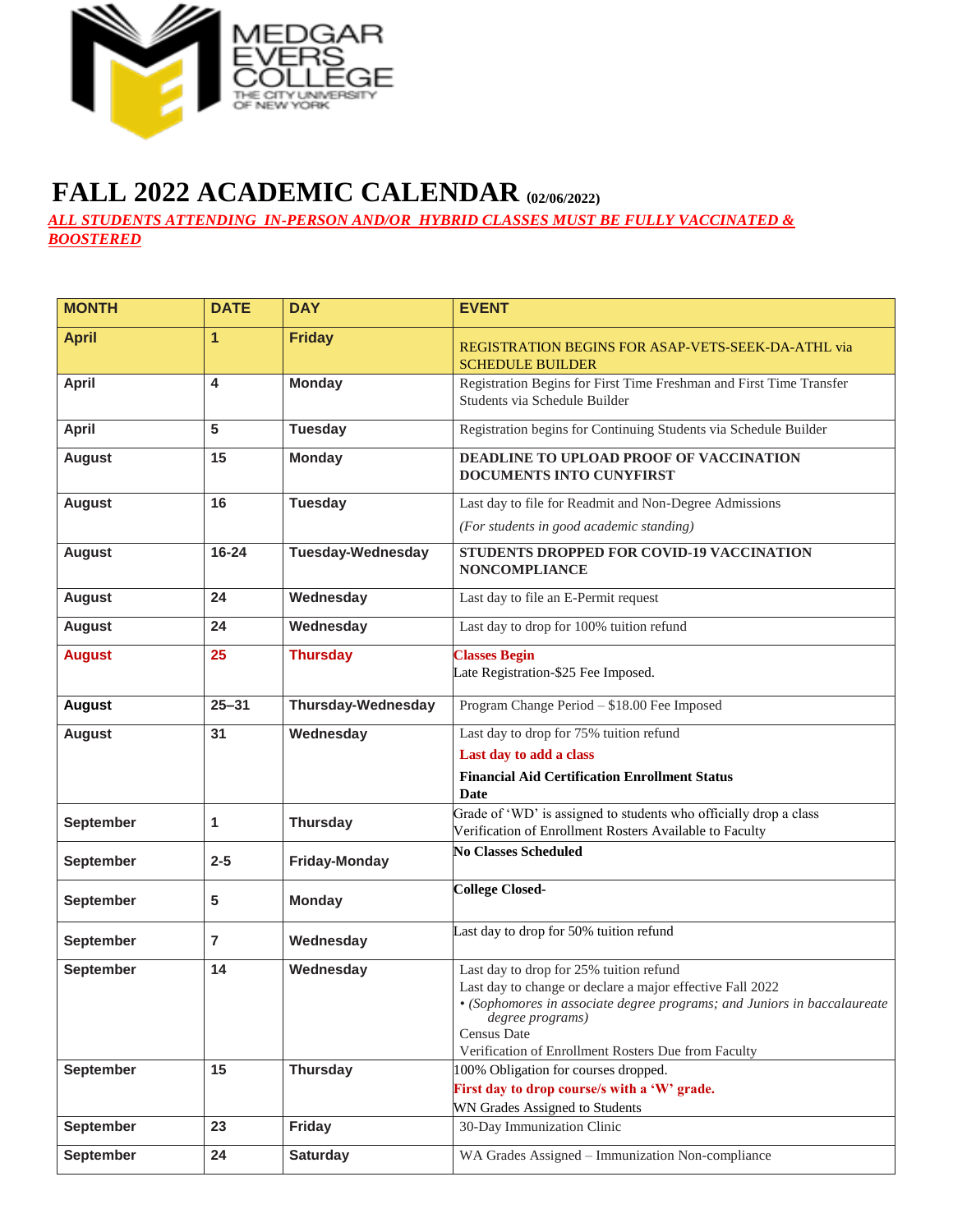MEDGAR EVERS COLLEGE
THE CITY UNIVERSITY OF NEW YORK

# FALL 2022 ACADEMIC CALENDAR (02/06/2022)

***ALL STUDENTS ATTENDING IN-PERSON AND/OR HYBRID CLASSES MUST BE FULLY VACCINATED & BOOSTERED***

| MONTH | DATE | DAY | EVENT |
|---|---|---|---|
| **April** | **1** | **Friday** | REGISTRATION BEGINS FOR ASAP-VETS-SEEK-DA-ATHL via SCHEDULE BUILDER |
| **April** | **4** | **Monday** | Registration Begins for First Time Freshman and First Time Transfer Students via Schedule Builder |
| **April** | **5** | **Tuesday** | Registration begins for Continuing Students via Schedule Builder |
| **August** | **15** | **Monday** | **DEADLINE TO UPLOAD PROOF OF VACCINATION DOCUMENTS INTO CUNYFIRST** |
| **August** | **16** | **Tuesday** | Last day to file for Readmit and Non-Degree Admissions *(For students in good academic standing)* |
| **August** | **16-24** | **Tuesday-Wednesday** | **STUDENTS DROPPED FOR COVID-19 VACCINATION NONCOMPLIANCE** |
| **August** | **24** | **Wednesday** | Last day to file an E-Permit request |
| **August** | **24** | **Wednesday** | Last day to drop for 100% tuition refund |
| **August** | **25** | **Thursday** | **Classes Begin** Late Registration-$25 Fee Imposed. |
| **August** | **25–31** | **Thursday-Wednesday** | Program Change Period – $18.00 Fee Imposed |
| **August** | **31** | **Wednesday** | Last day to drop for 75% tuition refund **Last day to add a class** **Financial Aid Certification Enrollment Status Date** |
| **September** | **1** | **Thursday** | Grade of 'WD' is assigned to students who officially drop a class Verification of Enrollment Rosters Available to Faculty |
| **September** | **2-5** | **Friday-Monday** | **No Classes Scheduled** |
| **September** | **5** | **Monday** | **College Closed-** |
| **September** | **7** | **Wednesday** | Last day to drop for 50% tuition refund |
| **September** | **14** | **Wednesday** | Last day to drop for 25% tuition refund Last day to change or declare a major effective Fall 2022 • *(Sophomores in associate degree programs; and Juniors in baccalaureate degree programs)* Census Date Verification of Enrollment Rosters Due from Faculty |
| **September** | **15** | **Thursday** | 100% Obligation for courses dropped. **First day to drop course/s with a 'W' grade.** WN Grades Assigned to Students |
| **September** | **23** | **Friday** | 30-Day Immunization Clinic |
| **September** | **24** | **Saturday** | WA Grades Assigned – Immunization Non-compliance |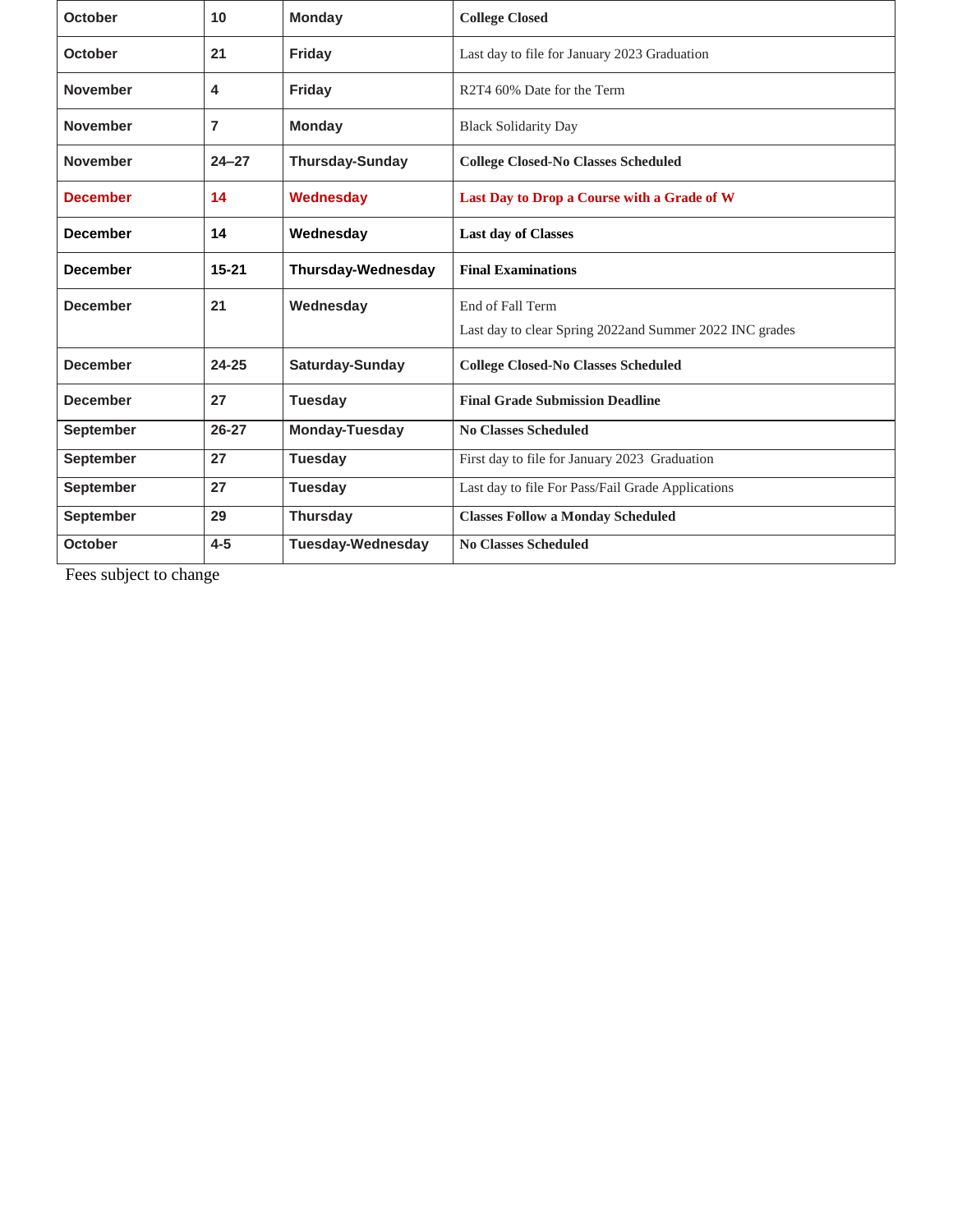| | | | |
|---|---|---|---|
| **October** | **10** | **Monday** | **College Closed** |
| **October** | **21** | **Friday** | Last day to file for January 2023 Graduation |
| **November** | **4** | **Friday** | R2T4 60% Date for the Term |
| **November** | **7** | **Monday** | Black Solidarity Day |
| **November** | **24–27** | **Thursday-Sunday** | **College Closed-No Classes Scheduled** |
| **December** | **14** | **Wednesday** | **Last Day to Drop a Course with a Grade of W** |
| **December** | **14** | **Wednesday** | **Last day of Classes** |
| **December** | **15-21** | **Thursday-Wednesday** | **Final Examinations** |
| **December** | **21** | **Wednesday** | End of Fall Term<br>Last day to clear Spring 2022and Summer 2022 INC grades |
| **December** | **24-25** | **Saturday-Sunday** | **College Closed-No Classes Scheduled** |
| **December** | **27** | **Tuesday** | **Final Grade Submission Deadline** |
| **September** | **26-27** | **Monday-Tuesday** | **No Classes Scheduled** |
| **September** | **27** | **Tuesday** | First day to file for January 2023 Graduation |
| **September** | **27** | **Tuesday** | Last day to file For Pass/Fail Grade Applications |
| **September** | **29** | **Thursday** | **Classes Follow a Monday Scheduled** |
| **October** | **4-5** | **Tuesday-Wednesday** | **No Classes Scheduled** |

Fees subject to change